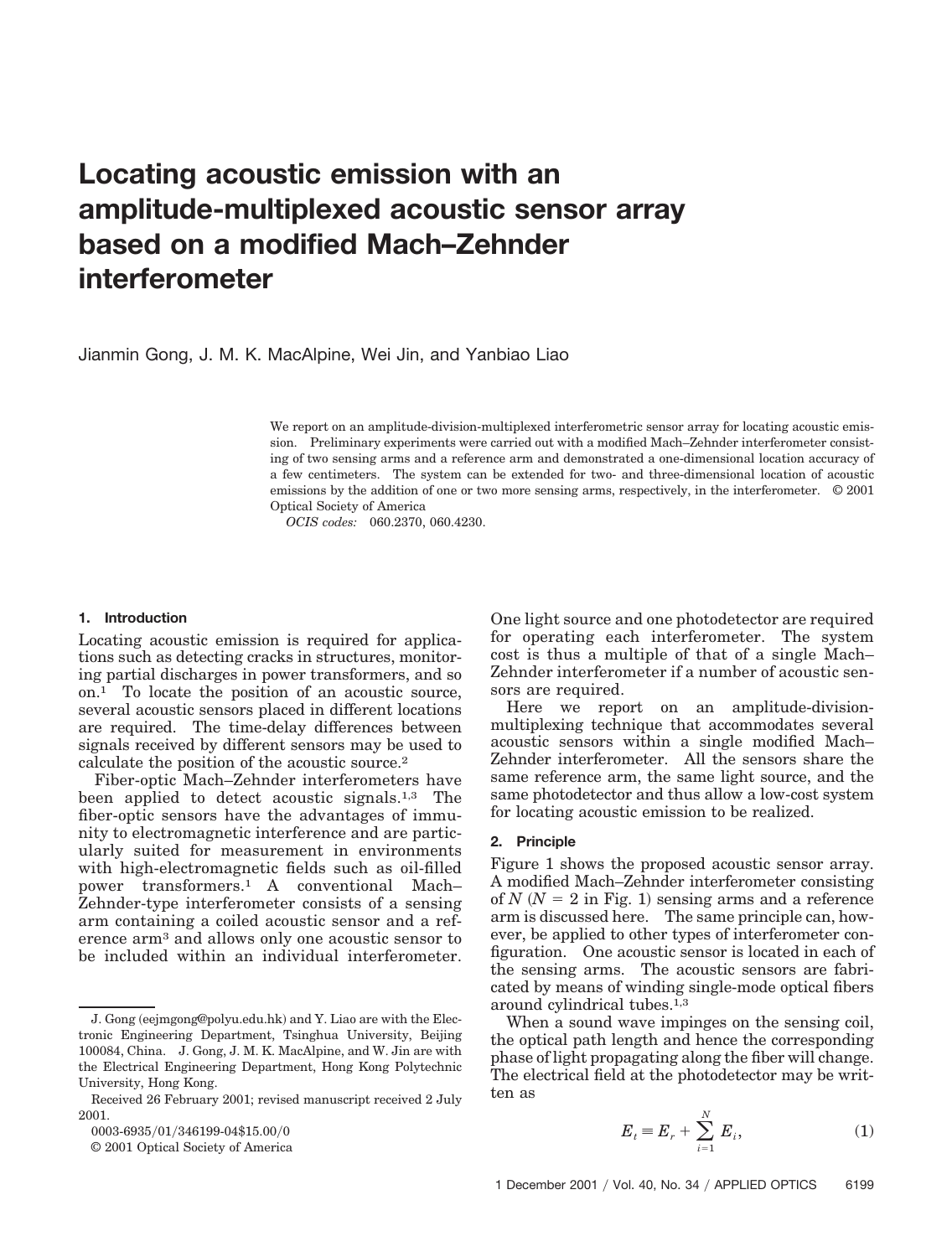# Locating acoustic emission with an amplitude-multiplexed acoustic sensor array based on a modified Mach–Zehnder interferometer

Jianmin Gong, J. M. K. MacAlpine, Wei Jin, and Yanbiao Liao

We report on an amplitude-division-multiplexed interferometric sensor array for locating acoustic emission. Preliminary experiments were carried out with a modified Mach–Zehnder interferometer consisting of two sensing arms and a reference arm and demonstrated a one-dimensional location accuracy of a few centimeters. The system can be extended for two- and three-dimensional location of acoustic emissions by the addition of one or two more sensing arms, respectively, in the interferometer. © 2001 Optical Society of America

*OCIS codes:* 060.2370, 060.4230.

## 1. Introduction

Locating acoustic emission is required for applications such as detecting cracks in structures, monitoring partial discharges in power transformers, and so on.[1] To locate the position of an acoustic source, several acoustic sensors placed in different locations are required. The time-delay differences between signals received by different sensors may be used to calculate the position of the acoustic source.[2]

Fiber-optic Mach–Zehnder interferometers have been applied to detect acoustic signals.[1,3] The fiber-optic sensors have the advantages of immunity to electromagnetic interference and are particularly suited for measurement in environments with high-electromagnetic fields such as oil-filled power transformers.[1] A conventional Mach–Zehnder-type interferometer consists of a sensing arm containing a coiled acoustic sensor and a reference arm[3] and allows only one acoustic sensor to be included within an individual interferometer. One light source and one photodetector are required for operating each interferometer. The system cost is thus a multiple of that of a single Mach–Zehnder interferometer if a number of acoustic sensors are required.

Here we report on an amplitude-division-multiplexing technique that accommodates several acoustic sensors within a single modified Mach–Zehnder interferometer. All the sensors share the same reference arm, the same light source, and the same photodetector and thus allow a low-cost system for locating acoustic emission to be realized.

## 2. Principle

Figure 1 shows the proposed acoustic sensor array. A modified Mach–Zehnder interferometer consisting of $N$ ($N = 2$ in Fig. 1) sensing arms and a reference arm is discussed here. The same principle can, however, be applied to other types of interferometer configuration. One acoustic sensor is located in each of the sensing arms. The acoustic sensors are fabricated by means of winding single-mode optical fibers around cylindrical tubes.[1,3]

When a sound wave impinges on the sensing coil, the optical path length and hence the corresponding phase of light propagating along the fiber will change. The electrical field at the photodetector may be written as

$$E_t \equiv E_r + \sum_{i=1}^{N} E_i, \tag{1}$$

J. Gong (eejmgong@polyu.edu.hk) and Y. Liao are with the Electronic Engineering Department, Tsinghua University, Beijing 100084, China. J. Gong, J. M. K. MacAlpine, and W. Jin are with the Electrical Engineering Department, Hong Kong Polytechnic University, Hong Kong.

Received 26 February 2001; revised manuscript received 2 July 2001.

0003-6935/01/346199-04$15.00/0

© 2001 Optical Society of America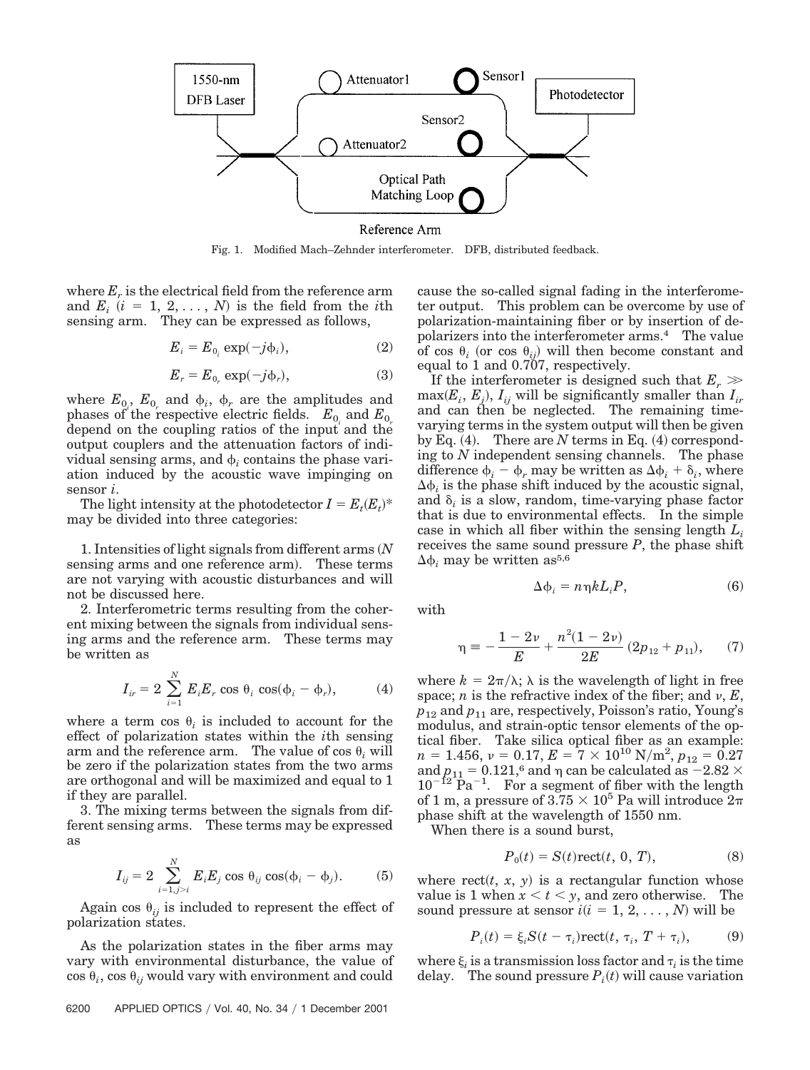Fig. 1. Modified Mach–Zehnder interferometer. DFB, distributed feedback.

where $E_r$ is the electrical field from the reference arm and $E_i$ ($i = 1, 2, \ldots, N$) is the field from the $i$th sensing arm. They can be expressed as follows,

$$E_i = E_{0_i} \exp(-j\phi_i), \tag{2}$$

$$E_r = E_{0_r} \exp(-j\phi_r), \tag{3}$$

where $E_{0_i}$, $E_{0_r}$ and $\phi_i$, $\phi_r$ are the amplitudes and phases of the respective electric fields. $E_{0_i}$ and $E_{0_r}$ depend on the coupling ratios of the input and the output couplers and the attenuation factors of individual sensing arms, and $\phi_i$ contains the phase variation induced by the acoustic wave impinging on sensor $i$.

The light intensity at the photodetector $I = E_t(E_t)^*$ may be divided into three categories:

1. Intensities of light signals from different arms ($N$ sensing arms and one reference arm). These terms are not varying with acoustic disturbances and will not be discussed here.

2. Interferometric terms resulting from the coherent mixing between the signals from individual sensing arms and the reference arm. These terms may be written as

$$I_{ir} = 2 \sum_{i=1}^{N} E_i E_r \cos\theta_i \cos(\phi_i - \phi_r), \tag{4}$$

where a term $\cos\theta_i$ is included to account for the effect of polarization states within the $i$th sensing arm and the reference arm. The value of $\cos\theta_i$ will be zero if the polarization states from the two arms are orthogonal and will be maximized and equal to 1 if they are parallel.

3. The mixing terms between the signals from different sensing arms. These terms may be expressed as

$$I_{ij} = 2 \sum_{i=1, j>i}^{N} E_i E_j \cos\theta_{ij} \cos(\phi_i - \phi_j). \tag{5}$$

Again $\cos\theta_{ij}$ is included to represent the effect of polarization states.

As the polarization states in the fiber arms may vary with environmental disturbance, the value of $\cos\theta_i$, $\cos\theta_{ij}$ would vary with environment and could cause the so-called signal fading in the interferometer output. This problem can be overcome by use of polarization-maintaining fiber or by insertion of depolarizers into the interferometer arms.[4] The value of $\cos\theta_i$ (or $\cos\theta_{ij}$) will then become constant and equal to 1 and 0.707, respectively.

If the interferometer is designed such that $E_r \gg \max(E_i, E_j)$, $I_{ij}$ will be significantly smaller than $I_{ir}$ and can then be neglected. The remaining time-varying terms in the system output will then be given by Eq. (4). There are $N$ terms in Eq. (4) corresponding to $N$ independent sensing channels. The phase difference $\phi_i - \phi_r$ may be written as $\Delta\phi_i + \delta_i$, where $\Delta\phi_i$ is the phase shift induced by the acoustic signal, and $\delta_i$ is a slow, random, time-varying phase factor that is due to environmental effects. In the simple case in which all fiber within the sensing length $L_i$ receives the same sound pressure $P$, the phase shift $\Delta\phi_i$ may be written as[5,6]

$$\Delta\phi_i = n\eta k L_i P, \tag{6}$$

with

$$\eta \equiv -\frac{1 - 2\nu}{E} + \frac{n^2(1 - 2\nu)}{2E}(2p_{12} + p_{11}), \tag{7}$$

where $k = 2\pi/\lambda$; $\lambda$ is the wavelength of light in free space; $n$ is the refractive index of the fiber; and $\nu$, $E$, $p_{12}$ and $p_{11}$ are, respectively, Poisson's ratio, Young's modulus, and strain-optic tensor elements of the optical fiber. Take silica optical fiber as an example: $n = 1.456$, $\nu = 0.17$, $E = 7 \times 10^{10}$ N/m$^2$, $p_{12} = 0.27$ and $p_{11} = 0.121$,[6] and $\eta$ can be calculated as $-2.82 \times 10^{-12}$ Pa$^{-1}$. For a segment of fiber with the length of 1 m, a pressure of $3.75 \times 10^5$ Pa will introduce $2\pi$ phase shift at the wavelength of 1550 nm.

When there is a sound burst,

$$P_0(t) = S(t)\mathrm{rect}(t, 0, T), \tag{8}$$

where $\mathrm{rect}(t, x, y)$ is a rectangular function whose value is 1 when $x < t < y$, and zero otherwise. The sound pressure at sensor $i$ ($i = 1, 2, \ldots, N$) will be

$$P_i(t) = \xi_i S(t - \tau_i)\mathrm{rect}(t, \tau_i, T + \tau_i), \tag{9}$$

where $\xi_i$ is a transmission loss factor and $\tau_i$ is the time delay. The sound pressure $P_i(t)$ will cause variation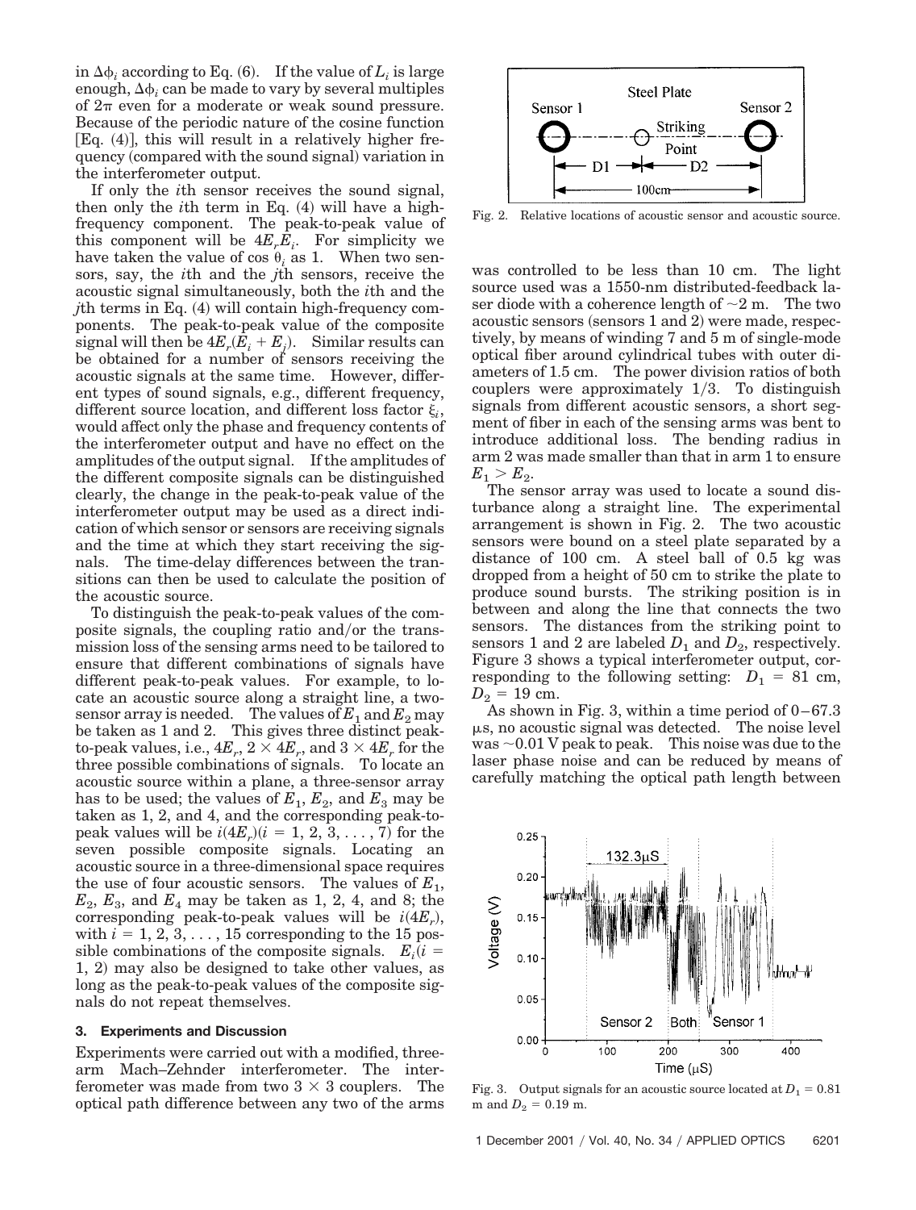in $\Delta\phi_i$ according to Eq. (6). If the value of $L_i$ is large enough, $\Delta\phi_i$ can be made to vary by several multiples of $2\pi$ even for a moderate or weak sound pressure. Because of the periodic nature of the cosine function [Eq. (4)], this will result in a relatively higher frequency (compared with the sound signal) variation in the interferometer output.

If only the $i$th sensor receives the sound signal, then only the $i$th term in Eq. (4) will have a high-frequency component. The peak-to-peak value of this component will be $4E_rE_i$. For simplicity we have taken the value of $\cos\theta_i$ as 1. When two sensors, say, the $i$th and the $j$th sensors, receive the acoustic signal simultaneously, both the $i$th and the $j$th terms in Eq. (4) will contain high-frequency components. The peak-to-peak value of the composite signal will then be $4E_r(E_i + E_j)$. Similar results can be obtained for a number of sensors receiving the acoustic signals at the same time. However, different types of sound signals, e.g., different frequency, different source location, and different loss factor $\xi_i$, would affect only the phase and frequency contents of the interferometer output and have no effect on the amplitudes of the output signal. If the amplitudes of the different composite signals can be distinguished clearly, the change in the peak-to-peak value of the interferometer output may be used as a direct indication of which sensor or sensors are receiving signals and the time at which they start receiving the signals. The time-delay differences between the transitions can then be used to calculate the position of the acoustic source.

To distinguish the peak-to-peak values of the composite signals, the coupling ratio and/or the transmission loss of the sensing arms need to be tailored to ensure that different combinations of signals have different peak-to-peak values. For example, to locate an acoustic source along a straight line, a two-sensor array is needed. The values of $E_1$ and $E_2$ may be taken as 1 and 2. This gives three distinct peak-to-peak values, i.e., $4E_r$, $2 \times 4E_r$, and $3 \times 4E_r$ for the three possible combinations of signals. To locate an acoustic source within a plane, a three-sensor array has to be used; the values of $E_1$, $E_2$, and $E_3$ may be taken as 1, 2, and 4, and the corresponding peak-to-peak values will be $i(4E_r)(i = 1, 2, 3, \ldots, 7)$ for the seven possible composite signals. Locating an acoustic source in a three-dimensional space requires the use of four acoustic sensors. The values of $E_1$, $E_2$, $E_3$, and $E_4$ may be taken as 1, 2, 4, and 8; the corresponding peak-to-peak values will be $i(4E_r)$, with $i = 1, 2, 3, \ldots, 15$ corresponding to the 15 possible combinations of the composite signals. $E_i(i = 1, 2)$ may also be designed to take other values, as long as the peak-to-peak values of the composite signals do not repeat themselves.

## 3. Experiments and Discussion

Experiments were carried out with a modified, three-arm Mach–Zehnder interferometer. The interferometer was made from two $3 \times 3$ couplers. The optical path difference between any two of the arms was controlled to be less than 10 cm. The light source used was a 1550-nm distributed-feedback laser diode with a coherence length of ~2 m. The two acoustic sensors (sensors 1 and 2) were made, respectively, by means of winding 7 and 5 m of single-mode optical fiber around cylindrical tubes with outer diameters of 1.5 cm. The power division ratios of both couplers were approximately 1/3. To distinguish signals from different acoustic sensors, a short segment of fiber in each of the sensing arms was bent to introduce additional loss. The bending radius in arm 2 was made smaller than that in arm 1 to ensure $E_1 > E_2$.

Fig. 2. Relative locations of acoustic sensor and acoustic source.

The sensor array was used to locate a sound disturbance along a straight line. The experimental arrangement is shown in Fig. 2. The two acoustic sensors were bound on a steel plate separated by a distance of 100 cm. A steel ball of 0.5 kg was dropped from a height of 50 cm to strike the plate to produce sound bursts. The striking position is in between and along the line that connects the two sensors. The distances from the striking point to sensors 1 and 2 are labeled $D_1$ and $D_2$, respectively. Figure 3 shows a typical interferometer output, corresponding to the following setting: $D_1 = 81$ cm, $D_2 = 19$ cm.

As shown in Fig. 3, within a time period of 0–67.3 μs, no acoustic signal was detected. The noise level was ~0.01 V peak to peak. This noise was due to the laser phase noise and can be reduced by means of carefully matching the optical path length between

Fig. 3. Output signals for an acoustic source located at $D_1 = 0.81$ m and $D_2 = 0.19$ m.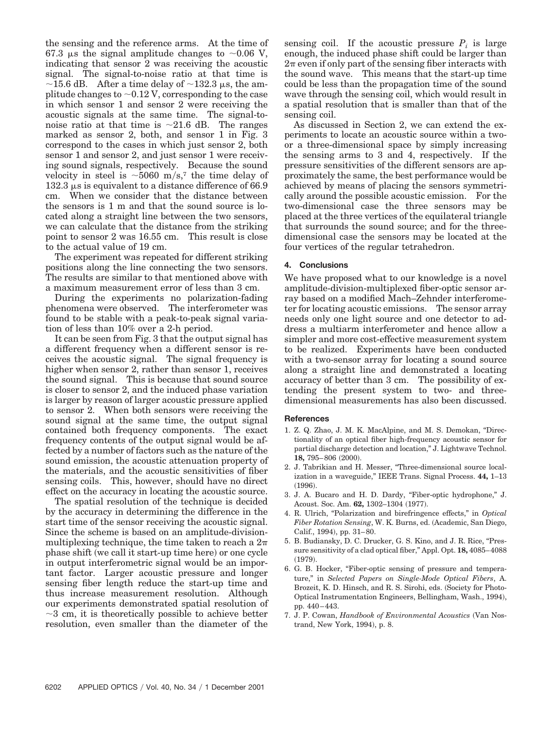the sensing and the reference arms. At the time of 67.3 μs the signal amplitude changes to ~0.06 V, indicating that sensor 2 was receiving the acoustic signal. The signal-to-noise ratio at that time is ~15.6 dB. After a time delay of ~132.3 μs, the amplitude changes to ~0.12 V, corresponding to the case in which sensor 1 and sensor 2 were receiving the acoustic signals at the same time. The signal-to-noise ratio at that time is ~21.6 dB. The ranges marked as sensor 2, both, and sensor 1 in Fig. 3 correspond to the cases in which just sensor 2, both sensor 1 and sensor 2, and just sensor 1 were receiving sound signals, respectively. Because the sound velocity in steel is ~5060 m/s,[7] the time delay of 132.3 μs is equivalent to a distance difference of 66.9 cm. When we consider that the distance between the sensors is 1 m and that the sound source is located along a straight line between the two sensors, we can calculate that the distance from the striking point to sensor 2 was 16.55 cm. This result is close to the actual value of 19 cm.

The experiment was repeated for different striking positions along the line connecting the two sensors. The results are similar to that mentioned above with a maximum measurement error of less than 3 cm.

During the experiments no polarization-fading phenomena were observed. The interferometer was found to be stable with a peak-to-peak signal variation of less than 10% over a 2-h period.

It can be seen from Fig. 3 that the output signal has a different frequency when a different sensor is receives the acoustic signal. The signal frequency is higher when sensor 2, rather than sensor 1, receives the sound signal. This is because that sound source is closer to sensor 2, and the induced phase variation is larger by reason of larger acoustic pressure applied to sensor 2. When both sensors were receiving the sound signal at the same time, the output signal contained both frequency components. The exact frequency contents of the output signal would be affected by a number of factors such as the nature of the sound emission, the acoustic attenuation property of the materials, and the acoustic sensitivities of fiber sensing coils. This, however, should have no direct effect on the accuracy in locating the acoustic source.

The spatial resolution of the technique is decided by the accuracy in determining the difference in the start time of the sensor receiving the acoustic signal. Since the scheme is based on an amplitude-division-multiplexing technique, the time taken to reach a $2\pi$ phase shift (we call it start-up time here) or one cycle in output interferometric signal would be an important factor. Larger acoustic pressure and longer sensing fiber length reduce the start-up time and thus increase measurement resolution. Although our experiments demonstrated spatial resolution of ~3 cm, it is theoretically possible to achieve better resolution, even smaller than the diameter of the sensing coil. If the acoustic pressure $P_i$ is large enough, the induced phase shift could be larger than $2\pi$ even if only part of the sensing fiber interacts with the sound wave. This means that the start-up time could be less than the propagation time of the sound wave through the sensing coil, which would result in a spatial resolution that is smaller than that of the sensing coil.

As discussed in Section 2, we can extend the experiments to locate an acoustic source within a two- or a three-dimensional space by simply increasing the sensing arms to 3 and 4, respectively. If the pressure sensitivities of the different sensors are approximately the same, the best performance would be achieved by means of placing the sensors symmetrically around the possible acoustic emission. For the two-dimensional case the three sensors may be placed at the three vertices of the equilateral triangle that surrounds the sound source; and for the three-dimensional case the sensors may be located at the four vertices of the regular tetrahedron.

## 4. Conclusions

We have proposed what to our knowledge is a novel amplitude-division-multiplexed fiber-optic sensor array based on a modified Mach–Zehnder interferometer for locating acoustic emissions. The sensor array needs only one light source and one detector to address a multiarm interferometer and hence allow a simpler and more cost-effective measurement system to be realized. Experiments have been conducted with a two-sensor array for locating a sound source along a straight line and demonstrated a locating accuracy of better than 3 cm. The possibility of extending the present system to two- and three-dimensional measurements has also been discussed.

### References

1. Z. Q. Zhao, J. M. K. MacAlpine, and M. S. Demokan, "Directionality of an optical fiber high-frequency acoustic sensor for partial discharge detection and location," J. Lightwave Technol. **18,** 795–806 (2000).
2. J. Tabrikian and H. Messer, "Three-dimensional source localization in a waveguide," IEEE Trans. Signal Process. **44,** 1–13 (1996).
3. J. A. Bucaro and H. D. Dardy, "Fiber-optic hydrophone," J. Acoust. Soc. Am. **62,** 1302–1304 (1977).
4. R. Ulrich, "Polarization and birefringence effects," in *Optical Fiber Rotation Sensing*, W. K. Burns, ed. (Academic, San Diego, Calif., 1994), pp. 31–80.
5. B. Budiansky, D. C. Drucker, G. S. Kino, and J. R. Rice, "Pressure sensitivity of a clad optical fiber," Appl. Opt. **18,** 4085–4088 (1979).
6. G. B. Hocker, "Fiber-optic sensing of pressure and temperature," in *Selected Papers on Single-Mode Optical Fibers*, A. Brozeit, K. D. Hinsch, and R. S. Sirohi, eds. (Society for Photo-Optical Instrumentation Engineers, Bellingham, Wash., 1994), pp. 440–443.
7. J. P. Cowan, *Handbook of Environmental Acoustics* (Van Nostrand, New York, 1994), p. 8.